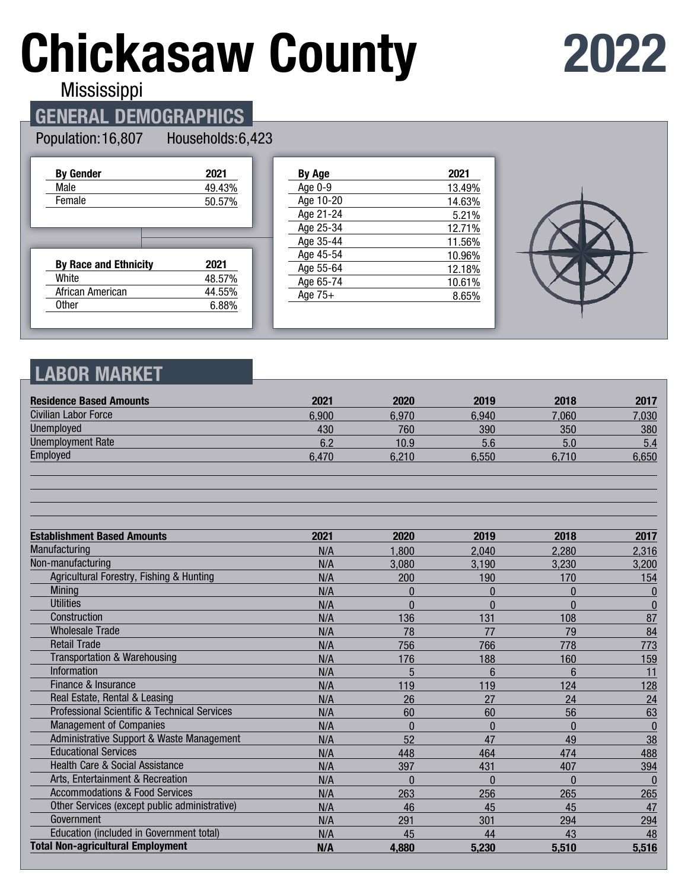# Chickasaw County 2022

Mississippi

## GENERAL DEMOGRAPHICS

Population: 16,807 Households: 6,423

| By Gender | 2021 |
|---|---|
| Male | 49.43% |
| Female | 50.57% |

| By Race and Ethnicity | 2021 |
|---|---|
| White | 48.57% |
| African American | 44.55% |
| Other | 6.88% |

| By Age | 2021 |
|---|---|
| Age 0-9 | 13.49% |
| Age 10-20 | 14.63% |
| Age 21-24 | 5.21% |
| Age 25-34 | 12.71% |
| Age 35-44 | 11.56% |
| Age 45-54 | 10.96% |
| Age 55-64 | 12.18% |
| Age 65-74 | 10.61% |
| Age 75+ | 8.65% |

## LABOR MARKET

| Residence Based Amounts | 2021 | 2020 | 2019 | 2018 | 2017 |
|---|---|---|---|---|---|
| Civilian Labor Force | 6,900 | 6,970 | 6,940 | 7,060 | 7,030 |
| Unemployed | 430 | 760 | 390 | 350 | 380 |
| Unemployment Rate | 6.2 | 10.9 | 5.6 | 5.0 | 5.4 |
| Employed | 6,470 | 6,210 | 6,550 | 6,710 | 6,650 |

| Establishment Based Amounts | 2021 | 2020 | 2019 | 2018 | 2017 |
|---|---|---|---|---|---|
| Manufacturing | N/A | 1,800 | 2,040 | 2,280 | 2,316 |
| Non-manufacturing | N/A | 3,080 | 3,190 | 3,230 | 3,200 |
| Agricultural Forestry, Fishing & Hunting | N/A | 200 | 190 | 170 | 154 |
| Mining | N/A | 0 | 0 | 0 | 0 |
| Utilities | N/A | 0 | 0 | 0 | 0 |
| Construction | N/A | 136 | 131 | 108 | 87 |
| Wholesale Trade | N/A | 78 | 77 | 79 | 84 |
| Retail Trade | N/A | 756 | 766 | 778 | 773 |
| Transportation & Warehousing | N/A | 176 | 188 | 160 | 159 |
| Information | N/A | 5 | 6 | 6 | 11 |
| Finance & Insurance | N/A | 119 | 119 | 124 | 128 |
| Real Estate, Rental & Leasing | N/A | 26 | 27 | 24 | 24 |
| Professional Scientific & Technical Services | N/A | 60 | 60 | 56 | 63 |
| Management of Companies | N/A | 0 | 0 | 0 | 0 |
| Administrative Support & Waste Management | N/A | 52 | 47 | 49 | 38 |
| Educational Services | N/A | 448 | 464 | 474 | 488 |
| Health Care & Social Assistance | N/A | 397 | 431 | 407 | 394 |
| Arts, Entertainment & Recreation | N/A | 0 | 0 | 0 | 0 |
| Accommodations & Food Services | N/A | 263 | 256 | 265 | 265 |
| Other Services (except public administrative) | N/A | 46 | 45 | 45 | 47 |
| Government | N/A | 291 | 301 | 294 | 294 |
| Education (included in Government total) | N/A | 45 | 44 | 43 | 48 |
| **Total Non-agricultural Employment** | **N/A** | **4,880** | **5,230** | **5,510** | **5,516** |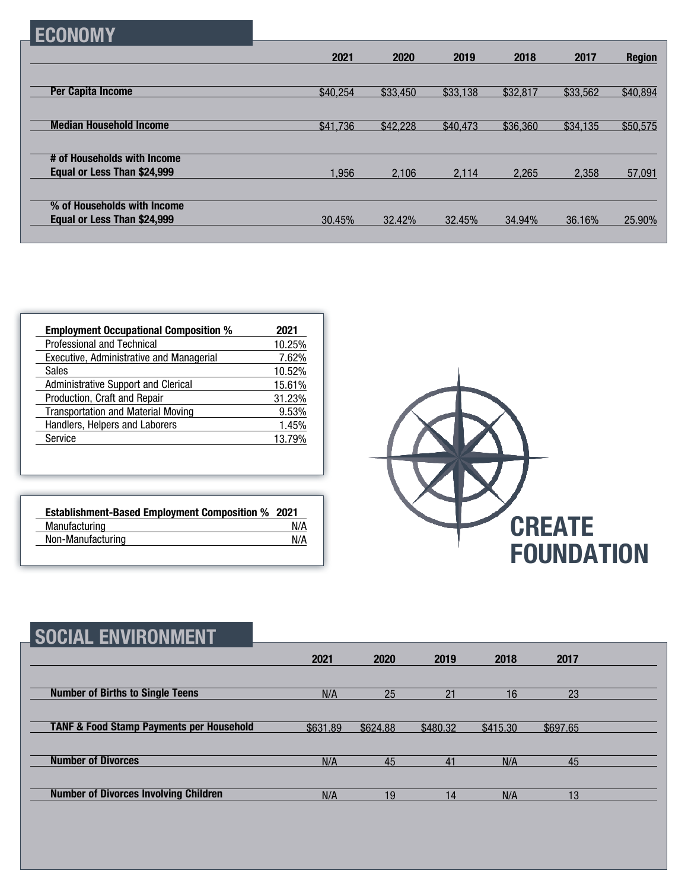## ECONOMY

| | 2021 | 2020 | 2019 | 2018 | 2017 | Region |
|---|---|---|---|---|---|---|
| **Per Capita Income** | $40,254 | $33,450 | $33,138 | $32,817 | $33,562 | $40,894 |
| **Median Household Income** | $41,736 | $42,228 | $40,473 | $36,360 | $34,135 | $50,575 |
| **# of Households with Income Equal or Less Than $24,999** | 1,956 | 2,106 | 2,114 | 2,265 | 2,358 | 57,091 |
| **% of Households with Income Equal or Less Than $24,999** | 30.45% | 32.42% | 32.45% | 34.94% | 36.16% | 25.90% |

| Employment Occupational Composition % | 2021 |
|---|---|
| Professional and Technical | 10.25% |
| Executive, Administrative and Managerial | 7.62% |
| Sales | 10.52% |
| Administrative Support and Clerical | 15.61% |
| Production, Craft and Repair | 31.23% |
| Transportation and Material Moving | 9.53% |
| Handlers, Helpers and Laborers | 1.45% |
| Service | 13.79% |

| Establishment-Based Employment Composition % | 2021 |
|---|---|
| Manufacturing | N/A |
| Non-Manufacturing | N/A |

**CREATE FOUNDATION**

## SOCIAL ENVIRONMENT

| | 2021 | 2020 | 2019 | 2018 | 2017 |
|---|---|---|---|---|---|
| **Number of Births to Single Teens** | N/A | 25 | 21 | 16 | 23 |
| **TANF & Food Stamp Payments per Household** | $631.89 | $624.88 | $480.32 | $415.30 | $697.65 |
| **Number of Divorces** | N/A | 45 | 41 | N/A | 45 |
| **Number of Divorces Involving Children** | N/A | 19 | 14 | N/A | 13 |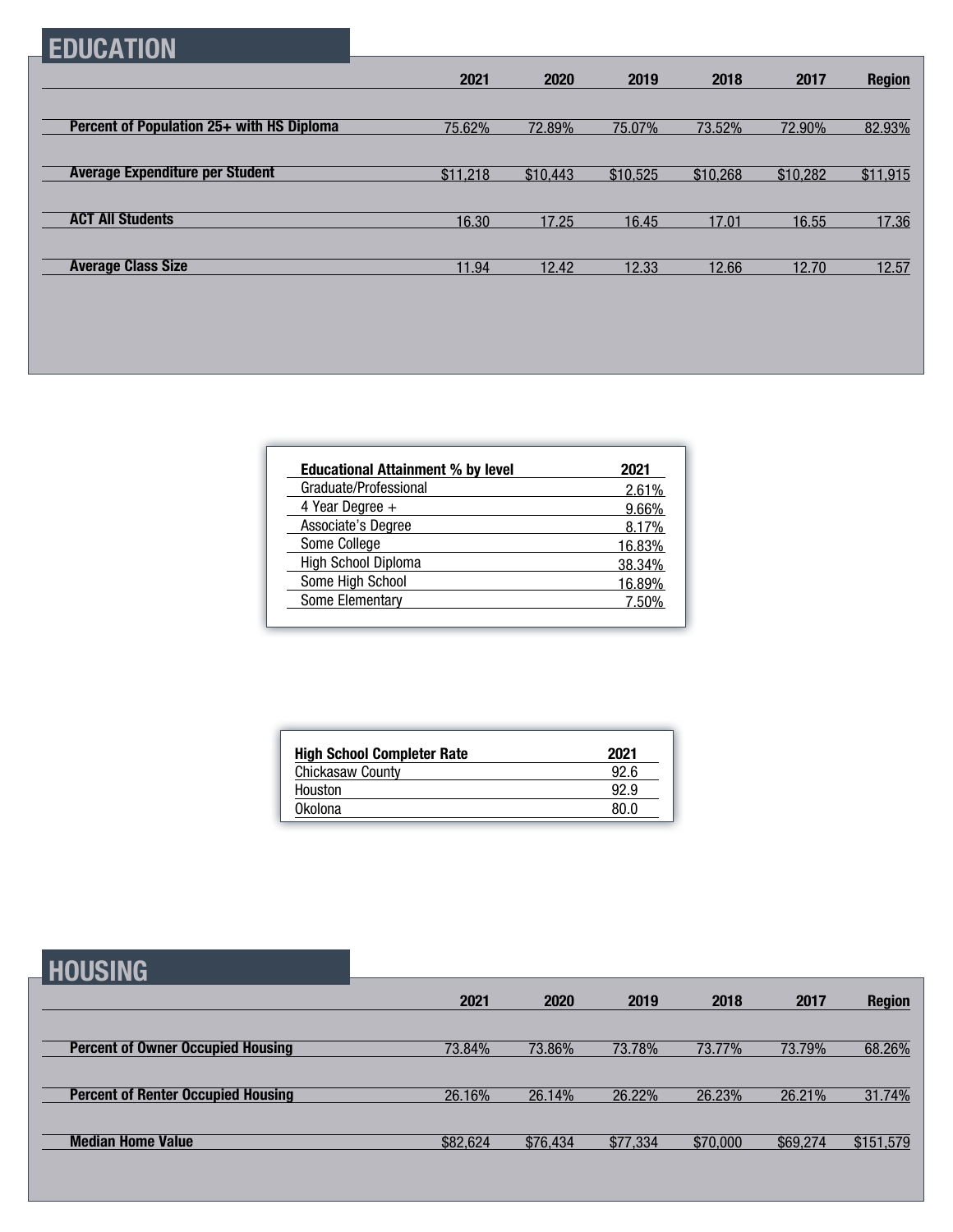## EDUCATION

| | 2021 | 2020 | 2019 | 2018 | 2017 | Region |
|---|---|---|---|---|---|---|
| **Percent of Population 25+ with HS Diploma** | 75.62% | 72.89% | 75.07% | 73.52% | 72.90% | 82.93% |
| **Average Expenditure per Student** | $11,218 | $10,443 | $10,525 | $10,268 | $10,282 | $11,915 |
| **ACT All Students** | 16.30 | 17.25 | 16.45 | 17.01 | 16.55 | 17.36 |
| **Average Class Size** | 11.94 | 12.42 | 12.33 | 12.66 | 12.70 | 12.57 |

| Educational Attainment % by level | 2021 |
|---|---|
| Graduate/Professional | 2.61% |
| 4 Year Degree + | 9.66% |
| Associate's Degree | 8.17% |
| Some College | 16.83% |
| High School Diploma | 38.34% |
| Some High School | 16.89% |
| Some Elementary | 7.50% |

| High School Completer Rate | 2021 |
|---|---|
| Chickasaw County | 92.6 |
| Houston | 92.9 |
| Okolona | 80.0 |

## HOUSING

| | 2021 | 2020 | 2019 | 2018 | 2017 | Region |
|---|---|---|---|---|---|---|
| **Percent of Owner Occupied Housing** | 73.84% | 73.86% | 73.78% | 73.77% | 73.79% | 68.26% |
| **Percent of Renter Occupied Housing** | 26.16% | 26.14% | 26.22% | 26.23% | 26.21% | 31.74% |
| **Median Home Value** | $82,624 | $76,434 | $77,334 | $70,000 | $69,274 | $151,579 |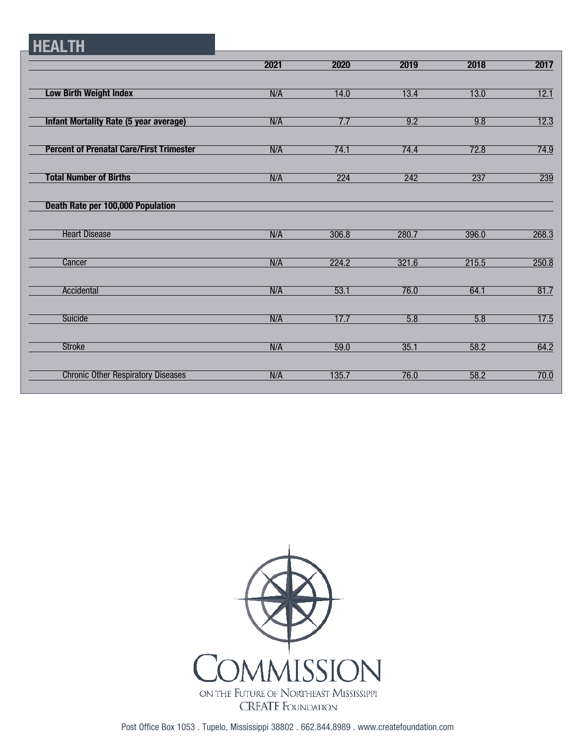## HEALTH

| | 2021 | 2020 | 2019 | 2018 | 2017 |
|---|---|---|---|---|---|
| **Low Birth Weight Index** | N/A | 14.0 | 13.4 | 13.0 | 12.1 |
| **Infant Mortality Rate (5 year average)** | N/A | 7.7 | 9.2 | 9.8 | 12.3 |
| **Percent of Prenatal Care/First Trimester** | N/A | 74.1 | 74.4 | 72.8 | 74.9 |
| **Total Number of Births** | N/A | 224 | 242 | 237 | 239 |
| **Death Rate per 100,000 Population** | | | | | |
| Heart Disease | N/A | 306.8 | 280.7 | 396.0 | 268.3 |
| Cancer | N/A | 224.2 | 321.6 | 215.5 | 250.8 |
| Accidental | N/A | 53.1 | 76.0 | 64.1 | 81.7 |
| Suicide | N/A | 17.7 | 5.8 | 5.8 | 17.5 |
| Stroke | N/A | 59.0 | 35.1 | 58.2 | 64.2 |
| Chronic Other Respiratory Diseases | N/A | 135.7 | 76.0 | 58.2 | 70.0 |

COMMISSION

ON THE FUTURE OF NORTHEAST MISSISSIPPI

CREATE FOUNDATION

Post Office Box 1053 . Tupelo, Mississippi 38802 . 662.844.8989 . www.createfoundation.com